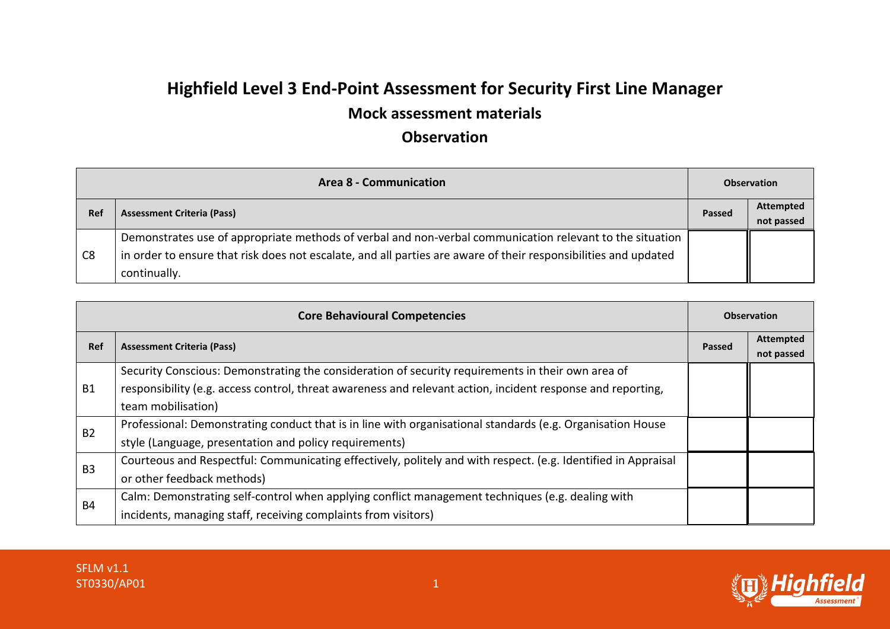# Highfield Level 3 End-Point Assessment for Security First Line Manager

## Mock assessment materials

## Observation

| Area 8 - Communication | | Observation | |
|---|---|---|---|
| **Ref** | **Assessment Criteria (Pass)** | **Passed** | **Attempted not passed** |
| C8 | Demonstrates use of appropriate methods of verbal and non-verbal communication relevant to the situation in order to ensure that risk does not escalate, and all parties are aware of their responsibilities and updated continually. | | |

| Core Behavioural Competencies | | Observation | |
|---|---|---|---|
| **Ref** | **Assessment Criteria (Pass)** | **Passed** | **Attempted not passed** |
| B1 | Security Conscious: Demonstrating the consideration of security requirements in their own area of responsibility (e.g. access control, threat awareness and relevant action, incident response and reporting, team mobilisation) | | |
| B2 | Professional: Demonstrating conduct that is in line with organisational standards (e.g. Organisation House style (Language, presentation and policy requirements) | | |
| B3 | Courteous and Respectful: Communicating effectively, politely and with respect. (e.g. Identified in Appraisal or other feedback methods) | | |
| B4 | Calm: Demonstrating self-control when applying conflict management techniques (e.g. dealing with incidents, managing staff, receiving complaints from visitors) | | |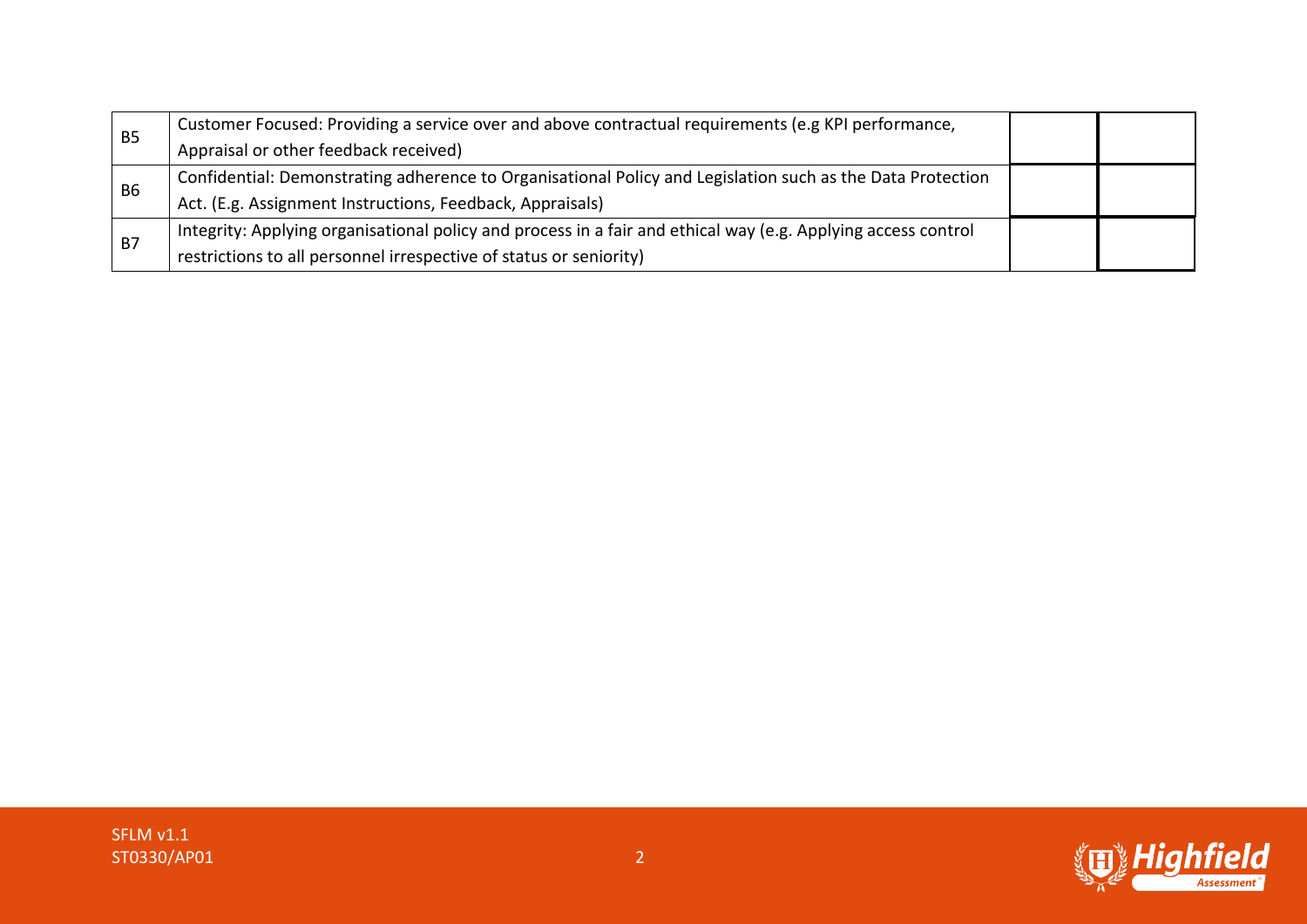| | | | |
|---|---|---|---|
| B5 | Customer Focused: Providing a service over and above contractual requirements (e.g KPI performance, Appraisal or other feedback received) | | |
| B6 | Confidential: Demonstrating adherence to Organisational Policy and Legislation such as the Data Protection Act. (E.g. Assignment Instructions, Feedback, Appraisals) | | |
| B7 | Integrity: Applying organisational policy and process in a fair and ethical way (e.g. Applying access control restrictions to all personnel irrespective of status or seniority) | | |